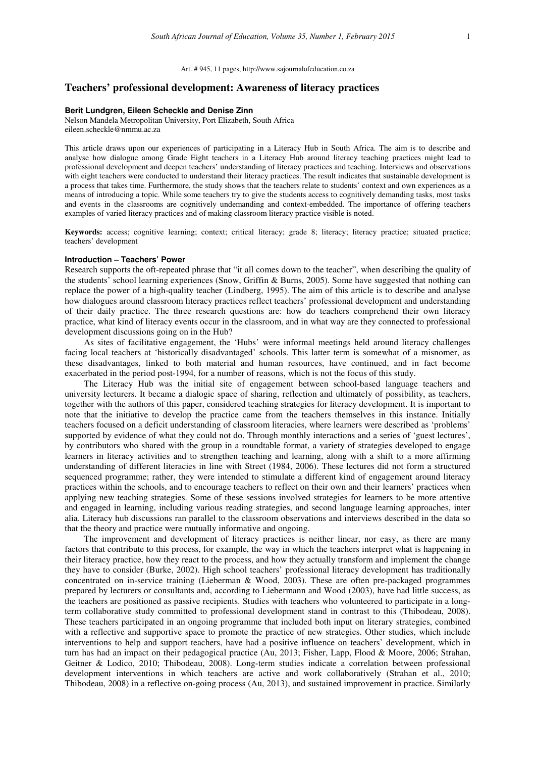Art. # 945, 11 pages, http://www.sajournalofeducation.co.za

# Teachers' professional development: Awareness of literacy practices

**Berit Lundgren, Eileen Scheckle and Denise Zinn**

Nelson Mandela Metropolitan University, Port Elizabeth, South Africa
eileen.scheckle@nmmu.ac.za

This article draws upon our experiences of participating in a Literacy Hub in South Africa. The aim is to describe and analyse how dialogue among Grade Eight teachers in a Literacy Hub around literacy teaching practices might lead to professional development and deepen teachers' understanding of literacy practices and teaching. Interviews and observations with eight teachers were conducted to understand their literacy practices. The result indicates that sustainable development is a process that takes time. Furthermore, the study shows that the teachers relate to students' context and own experiences as a means of introducing a topic. While some teachers try to give the students access to cognitively demanding tasks, most tasks and events in the classrooms are cognitively undemanding and context-embedded. The importance of offering teachers examples of varied literacy practices and of making classroom literacy practice visible is noted.

**Keywords:** access; cognitive learning; context; critical literacy; grade 8; literacy; literacy practice; situated practice; teachers' development

## Introduction – Teachers' Power

Research supports the oft-repeated phrase that "it all comes down to the teacher", when describing the quality of the students' school learning experiences (Snow, Griffin & Burns, 2005). Some have suggested that nothing can replace the power of a high-quality teacher (Lindberg, 1995). The aim of this article is to describe and analyse how dialogues around classroom literacy practices reflect teachers' professional development and understanding of their daily practice. The three research questions are: how do teachers comprehend their own literacy practice, what kind of literacy events occur in the classroom, and in what way are they connected to professional development discussions going on in the Hub?

As sites of facilitative engagement, the 'Hubs' were informal meetings held around literacy challenges facing local teachers at 'historically disadvantaged' schools. This latter term is somewhat of a misnomer, as these disadvantages, linked to both material and human resources, have continued, and in fact become exacerbated in the period post-1994, for a number of reasons, which is not the focus of this study.

The Literacy Hub was the initial site of engagement between school-based language teachers and university lecturers. It became a dialogic space of sharing, reflection and ultimately of possibility, as teachers, together with the authors of this paper, considered teaching strategies for literacy development. It is important to note that the initiative to develop the practice came from the teachers themselves in this instance. Initially teachers focused on a deficit understanding of classroom literacies, where learners were described as 'problems' supported by evidence of what they could not do. Through monthly interactions and a series of 'guest lectures', by contributors who shared with the group in a roundtable format, a variety of strategies developed to engage learners in literacy activities and to strengthen teaching and learning, along with a shift to a more affirming understanding of different literacies in line with Street (1984, 2006). These lectures did not form a structured sequenced programme; rather, they were intended to stimulate a different kind of engagement around literacy practices within the schools, and to encourage teachers to reflect on their own and their learners' practices when applying new teaching strategies. Some of these sessions involved strategies for learners to be more attentive and engaged in learning, including various reading strategies, and second language learning approaches, inter alia. Literacy hub discussions ran parallel to the classroom observations and interviews described in the data so that the theory and practice were mutually informative and ongoing.

The improvement and development of literacy practices is neither linear, nor easy, as there are many factors that contribute to this process, for example, the way in which the teachers interpret what is happening in their literacy practice, how they react to the process, and how they actually transform and implement the change they have to consider (Burke, 2002). High school teachers' professional literacy development has traditionally concentrated on in-service training (Lieberman & Wood, 2003). These are often pre-packaged programmes prepared by lecturers or consultants and, according to Liebermann and Wood (2003), have had little success, as the teachers are positioned as passive recipients. Studies with teachers who volunteered to participate in a long-term collaborative study committed to professional development stand in contrast to this (Thibodeau, 2008). These teachers participated in an ongoing programme that included both input on literary strategies, combined with a reflective and supportive space to promote the practice of new strategies. Other studies, which include interventions to help and support teachers, have had a positive influence on teachers' development, which in turn has had an impact on their pedagogical practice (Au, 2013; Fisher, Lapp, Flood & Moore, 2006; Strahan, Geitner & Lodico, 2010; Thibodeau, 2008). Long-term studies indicate a correlation between professional development interventions in which teachers are active and work collaboratively (Strahan et al., 2010; Thibodeau, 2008) in a reflective on-going process (Au, 2013), and sustained improvement in practice. Similarly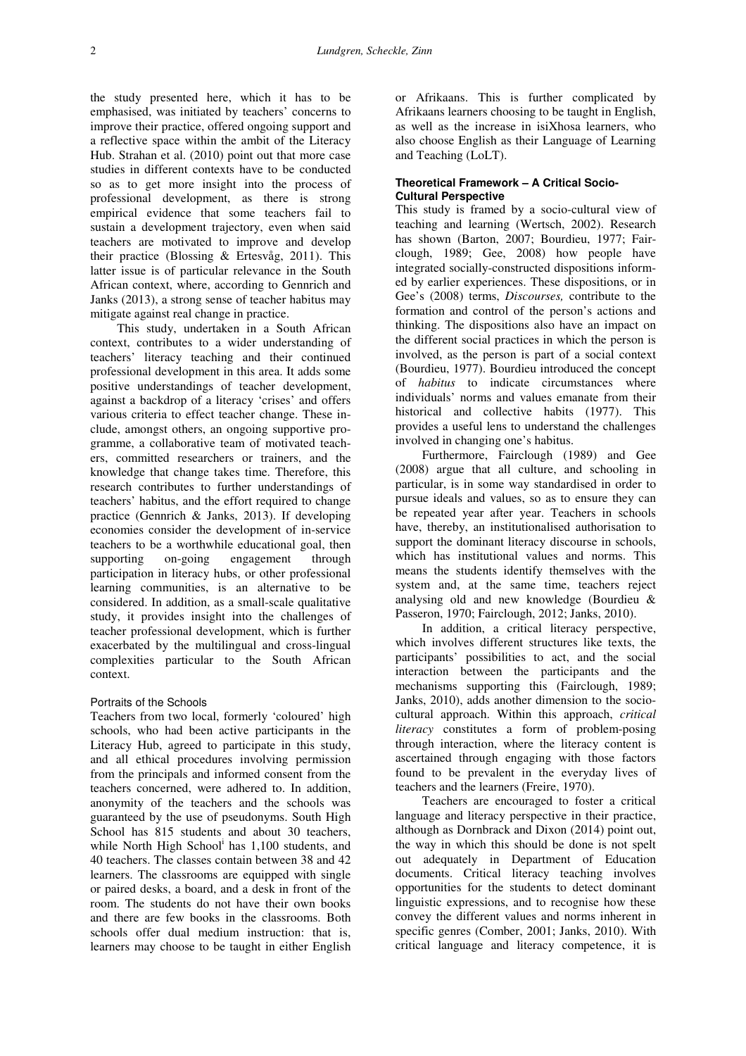the study presented here, which it has to be emphasised, was initiated by teachers' concerns to improve their practice, offered ongoing support and a reflective space within the ambit of the Literacy Hub. Strahan et al. (2010) point out that more case studies in different contexts have to be conducted so as to get more insight into the process of professional development, as there is strong empirical evidence that some teachers fail to sustain a development trajectory, even when said teachers are motivated to improve and develop their practice (Blossing & Ertesvåg, 2011). This latter issue is of particular relevance in the South African context, where, according to Gennrich and Janks (2013), a strong sense of teacher habitus may mitigate against real change in practice.

This study, undertaken in a South African context, contributes to a wider understanding of teachers' literacy teaching and their continued professional development in this area. It adds some positive understandings of teacher development, against a backdrop of a literacy 'crises' and offers various criteria to effect teacher change. These include, amongst others, an ongoing supportive programme, a collaborative team of motivated teachers, committed researchers or trainers, and the knowledge that change takes time. Therefore, this research contributes to further understandings of teachers' habitus, and the effort required to change practice (Gennrich & Janks, 2013). If developing economies consider the development of in-service teachers to be a worthwhile educational goal, then supporting on-going engagement through participation in literacy hubs, or other professional learning communities, is an alternative to be considered. In addition, as a small-scale qualitative study, it provides insight into the challenges of teacher professional development, which is further exacerbated by the multilingual and cross-lingual complexities particular to the South African context.

### Portraits of the Schools

Teachers from two local, formerly 'coloured' high schools, who had been active participants in the Literacy Hub, agreed to participate in this study, and all ethical procedures involving permission from the principals and informed consent from the teachers concerned, were adhered to. In addition, anonymity of the teachers and the schools was guaranteed by the use of pseudonyms. South High School has 815 students and about 30 teachers, while North High School[i] has 1,100 students, and 40 teachers. The classes contain between 38 and 42 learners. The classrooms are equipped with single or paired desks, a board, and a desk in front of the room. The students do not have their own books and there are few books in the classrooms. Both schools offer dual medium instruction: that is, learners may choose to be taught in either English or Afrikaans. This is further complicated by Afrikaans learners choosing to be taught in English, as well as the increase in isiXhosa learners, who also choose English as their Language of Learning and Teaching (LoLT).

## Theoretical Framework – A Critical Socio-Cultural Perspective

This study is framed by a socio-cultural view of teaching and learning (Wertsch, 2002). Research has shown (Barton, 2007; Bourdieu, 1977; Fairclough, 1989; Gee, 2008) how people have integrated socially-constructed dispositions informed by earlier experiences. These dispositions, or in Gee's (2008) terms, *Discourses,* contribute to the formation and control of the person's actions and thinking. The dispositions also have an impact on the different social practices in which the person is involved, as the person is part of a social context (Bourdieu, 1977). Bourdieu introduced the concept of *habitus* to indicate circumstances where individuals' norms and values emanate from their historical and collective habits (1977). This provides a useful lens to understand the challenges involved in changing one's habitus.

Furthermore, Fairclough (1989) and Gee (2008) argue that all culture, and schooling in particular, is in some way standardised in order to pursue ideals and values, so as to ensure they can be repeated year after year. Teachers in schools have, thereby, an institutionalised authorisation to support the dominant literacy discourse in schools, which has institutional values and norms. This means the students identify themselves with the system and, at the same time, teachers reject analysing old and new knowledge (Bourdieu & Passeron, 1970; Fairclough, 2012; Janks, 2010).

In addition, a critical literacy perspective, which involves different structures like texts, the participants' possibilities to act, and the social interaction between the participants and the mechanisms supporting this (Fairclough, 1989; Janks, 2010), adds another dimension to the socio-cultural approach. Within this approach, *critical literacy* constitutes a form of problem-posing through interaction, where the literacy content is ascertained through engaging with those factors found to be prevalent in the everyday lives of teachers and the learners (Freire, 1970).

Teachers are encouraged to foster a critical language and literacy perspective in their practice, although as Dornbrack and Dixon (2014) point out, the way in which this should be done is not spelt out adequately in Department of Education documents. Critical literacy teaching involves opportunities for the students to detect dominant linguistic expressions, and to recognise how these convey the different values and norms inherent in specific genres (Comber, 2001; Janks, 2010). With critical language and literacy competence, it is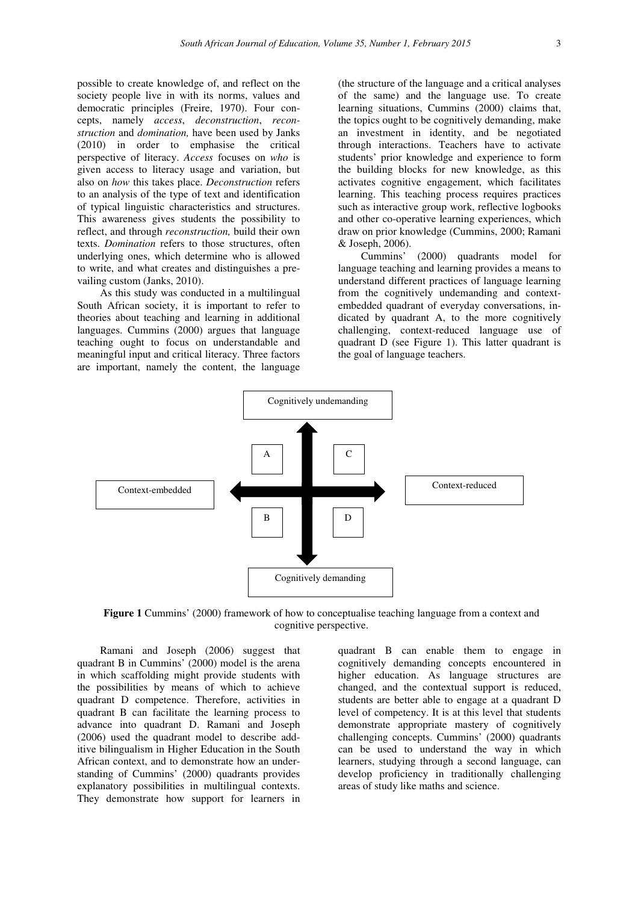possible to create knowledge of, and reflect on the society people live in with its norms, values and democratic principles (Freire, 1970). Four concepts, namely *access*, *deconstruction*, *reconstruction* and *domination,* have been used by Janks (2010) in order to emphasise the critical perspective of literacy. *Access* focuses on *who* is given access to literacy usage and variation, but also on *how* this takes place. *Deconstruction* refers to an analysis of the type of text and identification of typical linguistic characteristics and structures. This awareness gives students the possibility to reflect, and through *reconstruction,* build their own texts. *Domination* refers to those structures, often underlying ones, which determine who is allowed to write, and what creates and distinguishes a prevailing custom (Janks, 2010).

As this study was conducted in a multilingual South African society, it is important to refer to theories about teaching and learning in additional languages. Cummins (2000) argues that language teaching ought to focus on understandable and meaningful input and critical literacy. Three factors are important, namely the content, the language (the structure of the language and a critical analyses of the same) and the language use. To create learning situations, Cummins (2000) claims that, the topics ought to be cognitively demanding, make an investment in identity, and be negotiated through interactions. Teachers have to activate students' prior knowledge and experience to form the building blocks for new knowledge, as this activates cognitive engagement, which facilitates learning. This teaching process requires practices such as interactive group work, reflective logbooks and other co-operative learning experiences, which draw on prior knowledge (Cummins, 2000; Ramani & Joseph, 2006).

Cummins' (2000) quadrants model for language teaching and learning provides a means to understand different practices of language learning from the cognitively undemanding and context-embedded quadrant of everyday conversations, indicated by quadrant A, to the more cognitively challenging, context-reduced language use of quadrant D (see Figure 1). This latter quadrant is the goal of language teachers.

Cognitively undemanding

A | C

Context-embedded ⟷ Context-reduced

B | D

Cognitively demanding

**Figure 1** Cummins' (2000) framework of how to conceptualise teaching language from a context and cognitive perspective.

Ramani and Joseph (2006) suggest that quadrant B in Cummins' (2000) model is the arena in which scaffolding might provide students with the possibilities by means of which to achieve quadrant D competence. Therefore, activities in quadrant B can facilitate the learning process to advance into quadrant D. Ramani and Joseph (2006) used the quadrant model to describe additive bilingualism in Higher Education in the South African context, and to demonstrate how an understanding of Cummins' (2000) quadrants provides explanatory possibilities in multilingual contexts. They demonstrate how support for learners in quadrant B can enable them to engage in cognitively demanding concepts encountered in higher education. As language structures are changed, and the contextual support is reduced, students are better able to engage at a quadrant D level of competency. It is at this level that students demonstrate appropriate mastery of cognitively challenging concepts. Cummins' (2000) quadrants can be used to understand the way in which learners, studying through a second language, can develop proficiency in traditionally challenging areas of study like maths and science.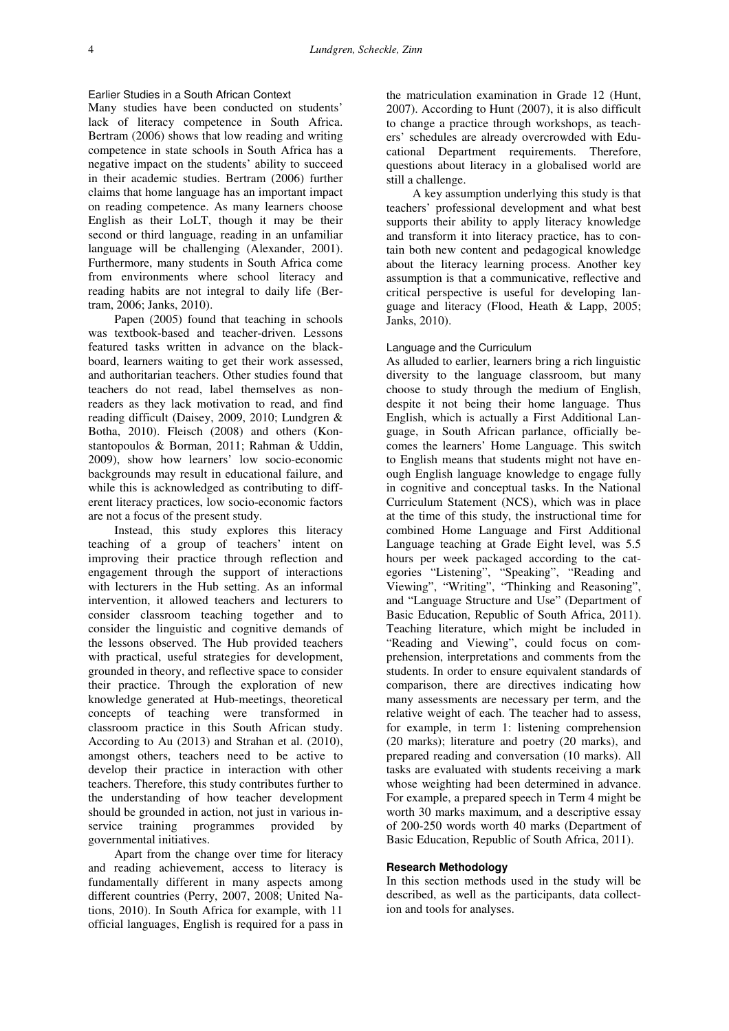### Earlier Studies in a South African Context

Many studies have been conducted on students' lack of literacy competence in South Africa. Bertram (2006) shows that low reading and writing competence in state schools in South Africa has a negative impact on the students' ability to succeed in their academic studies. Bertram (2006) further claims that home language has an important impact on reading competence. As many learners choose English as their LoLT, though it may be their second or third language, reading in an unfamiliar language will be challenging (Alexander, 2001). Furthermore, many students in South Africa come from environments where school literacy and reading habits are not integral to daily life (Bertram, 2006; Janks, 2010).

Papen (2005) found that teaching in schools was textbook-based and teacher-driven. Lessons featured tasks written in advance on the blackboard, learners waiting to get their work assessed, and authoritarian teachers. Other studies found that teachers do not read, label themselves as non-readers as they lack motivation to read, and find reading difficult (Daisey, 2009, 2010; Lundgren & Botha, 2010). Fleisch (2008) and others (Konstantopoulos & Borman, 2011; Rahman & Uddin, 2009), show how learners' low socio-economic backgrounds may result in educational failure, and while this is acknowledged as contributing to different literacy practices, low socio-economic factors are not a focus of the present study.

Instead, this study explores this literacy teaching of a group of teachers' intent on improving their practice through reflection and engagement through the support of interactions with lecturers in the Hub setting. As an informal intervention, it allowed teachers and lecturers to consider classroom teaching together and to consider the linguistic and cognitive demands of the lessons observed. The Hub provided teachers with practical, useful strategies for development, grounded in theory, and reflective space to consider their practice. Through the exploration of new knowledge generated at Hub-meetings, theoretical concepts of teaching were transformed in classroom practice in this South African study. According to Au (2013) and Strahan et al. (2010), amongst others, teachers need to be active to develop their practice in interaction with other teachers. Therefore, this study contributes further to the understanding of how teacher development should be grounded in interaction, not just in various in-service training programmes provided by governmental initiatives.

Apart from the change over time for literacy and reading achievement, access to literacy is fundamentally different in many aspects among different countries (Perry, 2007, 2008; United Nations, 2010). In South Africa for example, with 11 official languages, English is required for a pass in the matriculation examination in Grade 12 (Hunt, 2007). According to Hunt (2007), it is also difficult to change a practice through workshops, as teachers' schedules are already overcrowded with Educational Department requirements. Therefore, questions about literacy in a globalised world are still a challenge.

A key assumption underlying this study is that teachers' professional development and what best supports their ability to apply literacy knowledge and transform it into literacy practice, has to contain both new content and pedagogical knowledge about the literacy learning process. Another key assumption is that a communicative, reflective and critical perspective is useful for developing language and literacy (Flood, Heath & Lapp, 2005; Janks, 2010).

### Language and the Curriculum

As alluded to earlier, learners bring a rich linguistic diversity to the language classroom, but many choose to study through the medium of English, despite it not being their home language. Thus English, which is actually a First Additional Language, in South African parlance, officially becomes the learners' Home Language. This switch to English means that students might not have enough English language knowledge to engage fully in cognitive and conceptual tasks. In the National Curriculum Statement (NCS), which was in place at the time of this study, the instructional time for combined Home Language and First Additional Language teaching at Grade Eight level, was 5.5 hours per week packaged according to the categories "Listening", "Speaking", "Reading and Viewing", "Writing", "Thinking and Reasoning", and "Language Structure and Use" (Department of Basic Education, Republic of South Africa, 2011). Teaching literature, which might be included in "Reading and Viewing", could focus on comprehension, interpretations and comments from the students. In order to ensure equivalent standards of comparison, there are directives indicating how many assessments are necessary per term, and the relative weight of each. The teacher had to assess, for example, in term 1: listening comprehension (20 marks); literature and poetry (20 marks), and prepared reading and conversation (10 marks). All tasks are evaluated with students receiving a mark whose weighting had been determined in advance. For example, a prepared speech in Term 4 might be worth 30 marks maximum, and a descriptive essay of 200-250 words worth 40 marks (Department of Basic Education, Republic of South Africa, 2011).

## Research Methodology

In this section methods used in the study will be described, as well as the participants, data collection and tools for analyses.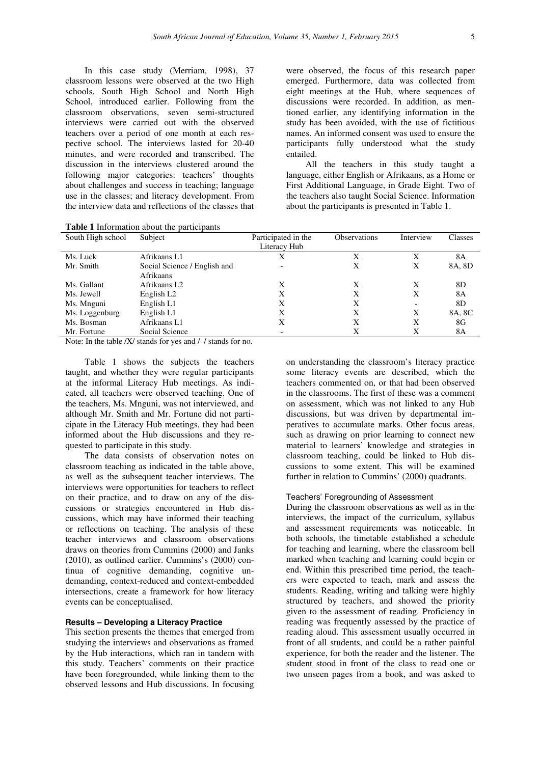In this case study (Merriam, 1998), 37 classroom lessons were observed at the two High schools, South High School and North High School, introduced earlier. Following from the classroom observations, seven semi-structured interviews were carried out with the observed teachers over a period of one month at each respective school. The interviews lasted for 20-40 minutes, and were recorded and transcribed. The discussion in the interviews clustered around the following major categories: teachers' thoughts about challenges and success in teaching; language use in the classes; and literacy development. From the interview data and reflections of the classes that were observed, the focus of this research paper emerged. Furthermore, data was collected from eight meetings at the Hub, where sequences of discussions were recorded. In addition, as mentioned earlier, any identifying information in the study has been avoided, with the use of fictitious names. An informed consent was used to ensure the participants fully understood what the study entailed.

All the teachers in this study taught a language, either English or Afrikaans, as a Home or First Additional Language, in Grade Eight. Two of the teachers also taught Social Science. Information about the participants is presented in Table 1.

**Table 1** Information about the participants

| South High school | Subject | Participated in the Literacy Hub | Observations | Interview | Classes |
|---|---|---|---|---|---|
| Ms. Luck | Afrikaans L1 | X | X | X | 8A |
| Mr. Smith | Social Science / English and Afrikaans | - | X | X | 8A, 8D |
| Ms. Gallant | Afrikaans L2 | X | X | X | 8D |
| Ms. Jewell | English L2 | X | X | X | 8A |
| Ms. Mnguni | English L1 | X | X | - | 8D |
| Ms. Loggenburg | English L1 | X | X | X | 8A, 8C |
| Ms. Bosman | Afrikaans L1 | X | X | X | 8G |
| Mr. Fortune | Social Science | - | X | X | 8A |

Note: In the table /X/ stands for yes and /–/ stands for no.

Table 1 shows the subjects the teachers taught, and whether they were regular participants at the informal Literacy Hub meetings. As indicated, all teachers were observed teaching. One of the teachers, Ms. Mnguni, was not interviewed, and although Mr. Smith and Mr. Fortune did not participate in the Literacy Hub meetings, they had been informed about the Hub discussions and they requested to participate in this study.

The data consists of observation notes on classroom teaching as indicated in the table above, as well as the subsequent teacher interviews. The interviews were opportunities for teachers to reflect on their practice, and to draw on any of the discussions or strategies encountered in Hub discussions, which may have informed their teaching or reflections on teaching. The analysis of these teacher interviews and classroom observations draws on theories from Cummins (2000) and Janks (2010), as outlined earlier. Cummins's (2000) continua of cognitive demanding, cognitive undemanding, context-reduced and context-embedded intersections, create a framework for how literacy events can be conceptualised.

### Results – Developing a Literacy Practice

This section presents the themes that emerged from studying the interviews and observations as framed by the Hub interactions, which ran in tandem with this study. Teachers' comments on their practice have been foregrounded, while linking them to the observed lessons and Hub discussions. In focusing on understanding the classroom's literacy practice some literacy events are described, which the teachers commented on, or that had been observed in the classrooms. The first of these was a comment on assessment, which was not linked to any Hub discussions, but was driven by departmental imperatives to accumulate marks. Other focus areas, such as drawing on prior learning to connect new material to learners' knowledge and strategies in classroom teaching, could be linked to Hub discussions to some extent. This will be examined further in relation to Cummins' (2000) quadrants.

#### Teachers' Foregrounding of Assessment

During the classroom observations as well as in the interviews, the impact of the curriculum, syllabus and assessment requirements was noticeable. In both schools, the timetable established a schedule for teaching and learning, where the classroom bell marked when teaching and learning could begin or end. Within this prescribed time period, the teachers were expected to teach, mark and assess the students. Reading, writing and talking were highly structured by teachers, and showed the priority given to the assessment of reading. Proficiency in reading was frequently assessed by the practice of reading aloud. This assessment usually occurred in front of all students, and could be a rather painful experience, for both the reader and the listener. The student stood in front of the class to read one or two unseen pages from a book, and was asked to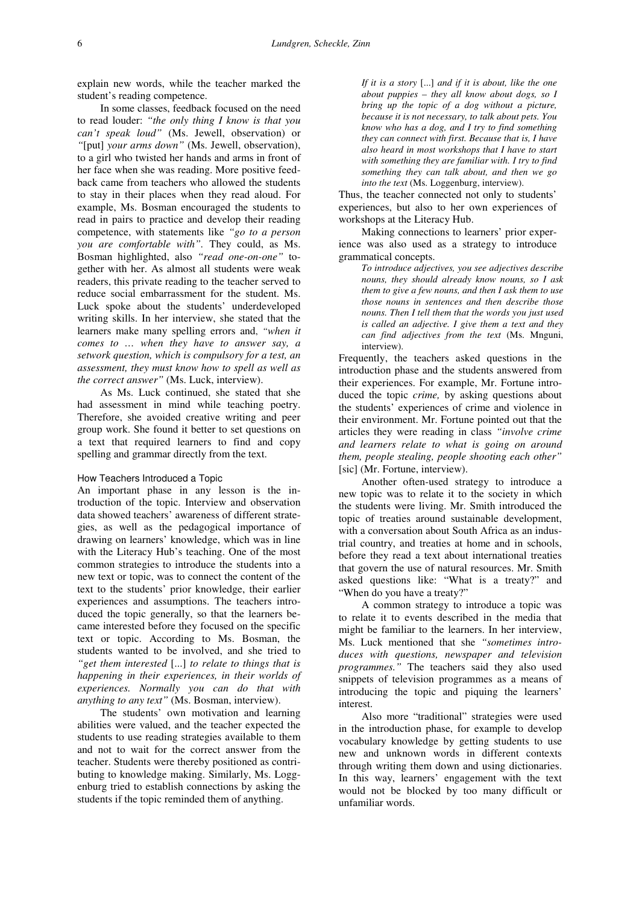explain new words, while the teacher marked the student's reading competence.

In some classes, feedback focused on the need to read louder: *"the only thing I know is that you can't speak loud"* (Ms. Jewell, observation) or *"*[put] *your arms down"* (Ms. Jewell, observation), to a girl who twisted her hands and arms in front of her face when she was reading. More positive feedback came from teachers who allowed the students to stay in their places when they read aloud. For example, Ms. Bosman encouraged the students to read in pairs to practice and develop their reading competence, with statements like *"go to a person you are comfortable with"*. They could, as Ms. Bosman highlighted, also *"read one-on-one"* together with her. As almost all students were weak readers, this private reading to the teacher served to reduce social embarrassment for the student. Ms. Luck spoke about the students' underdeveloped writing skills. In her interview, she stated that the learners make many spelling errors and, *"when it comes to … when they have to answer say, a setwork question, which is compulsory for a test, an assessment, they must know how to spell as well as the correct answer"* (Ms. Luck, interview).

As Ms. Luck continued, she stated that she had assessment in mind while teaching poetry. Therefore, she avoided creative writing and peer group work. She found it better to set questions on a text that required learners to find and copy spelling and grammar directly from the text.

### How Teachers Introduced a Topic

An important phase in any lesson is the introduction of the topic. Interview and observation data showed teachers' awareness of different strategies, as well as the pedagogical importance of drawing on learners' knowledge, which was in line with the Literacy Hub's teaching. One of the most common strategies to introduce the students into a new text or topic, was to connect the content of the text to the students' prior knowledge, their earlier experiences and assumptions. The teachers introduced the topic generally, so that the learners became interested before they focused on the specific text or topic. According to Ms. Bosman, the students wanted to be involved, and she tried to *"get them interested* [...] *to relate to things that is happening in their experiences, in their worlds of experiences. Normally you can do that with anything to any text"* (Ms. Bosman, interview).

The students' own motivation and learning abilities were valued, and the teacher expected the students to use reading strategies available to them and not to wait for the correct answer from the teacher. Students were thereby positioned as contributing to knowledge making. Similarly, Ms. Loggenburg tried to establish connections by asking the students if the topic reminded them of anything.

> *If it is a story* [...] *and if it is about, like the one about puppies – they all know about dogs, so I bring up the topic of a dog without a picture, because it is not necessary, to talk about pets. You know who has a dog, and I try to find something they can connect with first. Because that is, I have also heard in most workshops that I have to start with something they are familiar with. I try to find something they can talk about, and then we go into the text* (Ms. Loggenburg, interview).

Thus, the teacher connected not only to students' experiences, but also to her own experiences of workshops at the Literacy Hub.

Making connections to learners' prior experience was also used as a strategy to introduce grammatical concepts.

> *To introduce adjectives, you see adjectives describe nouns, they should already know nouns, so I ask them to give a few nouns, and then I ask them to use those nouns in sentences and then describe those nouns. Then I tell them that the words you just used is called an adjective. I give them a text and they can find adjectives from the text* (Ms. Mnguni, interview).

Frequently, the teachers asked questions in the introduction phase and the students answered from their experiences. For example, Mr. Fortune introduced the topic *crime,* by asking questions about the students' experiences of crime and violence in their environment. Mr. Fortune pointed out that the articles they were reading in class *"involve crime and learners relate to what is going on around them, people stealing, people shooting each other"* [sic] (Mr. Fortune, interview).

Another often-used strategy to introduce a new topic was to relate it to the society in which the students were living. Mr. Smith introduced the topic of treaties around sustainable development, with a conversation about South Africa as an industrial country, and treaties at home and in schools, before they read a text about international treaties that govern the use of natural resources. Mr. Smith asked questions like: "What is a treaty?" and "When do you have a treaty?"

A common strategy to introduce a topic was to relate it to events described in the media that might be familiar to the learners. In her interview, Ms. Luck mentioned that she *"sometimes introduces with questions, newspaper and television programmes."* The teachers said they also used snippets of television programmes as a means of introducing the topic and piquing the learners' interest.

Also more "traditional" strategies were used in the introduction phase, for example to develop vocabulary knowledge by getting students to use new and unknown words in different contexts through writing them down and using dictionaries. In this way, learners' engagement with the text would not be blocked by too many difficult or unfamiliar words.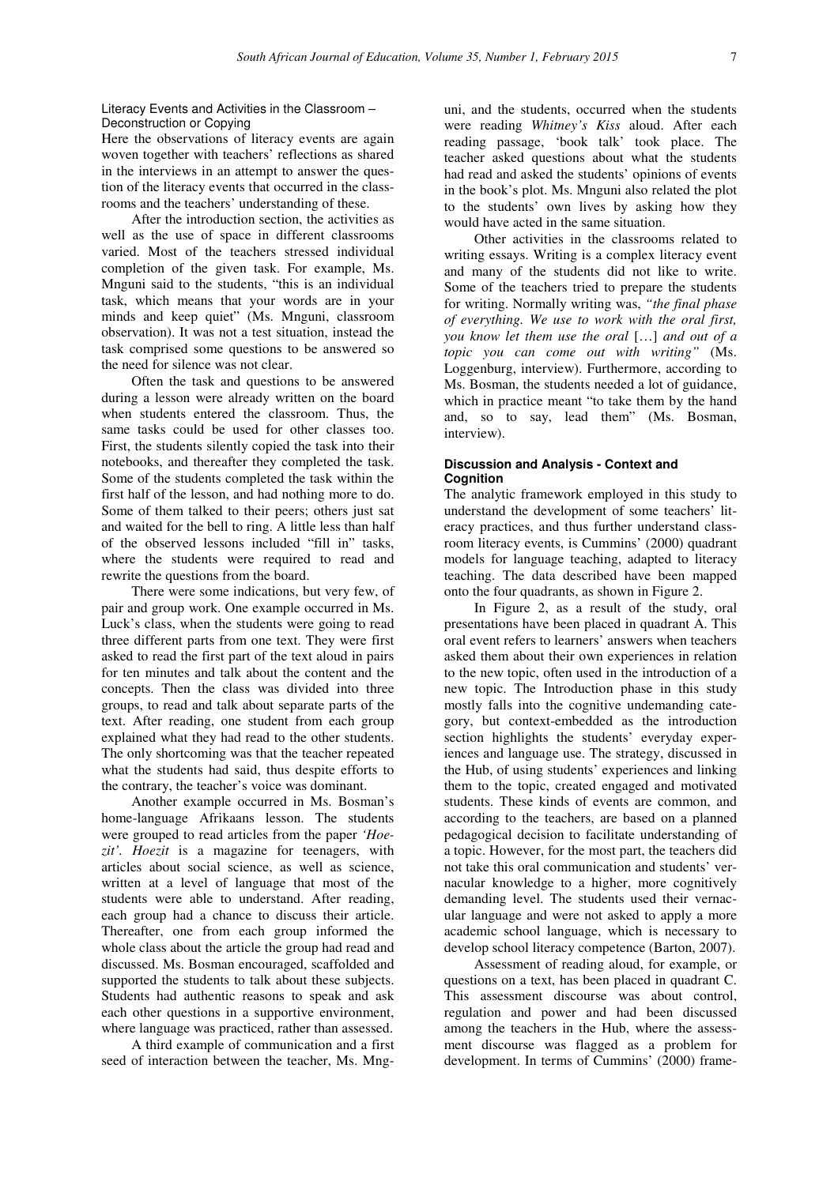Literacy Events and Activities in the Classroom – Deconstruction or Copying

Here the observations of literacy events are again woven together with teachers' reflections as shared in the interviews in an attempt to answer the question of the literacy events that occurred in the classrooms and the teachers' understanding of these.

After the introduction section, the activities as well as the use of space in different classrooms varied. Most of the teachers stressed individual completion of the given task. For example, Ms. Mnguni said to the students, "this is an individual task, which means that your words are in your minds and keep quiet" (Ms. Mnguni, classroom observation). It was not a test situation, instead the task comprised some questions to be answered so the need for silence was not clear.

Often the task and questions to be answered during a lesson were already written on the board when students entered the classroom. Thus, the same tasks could be used for other classes too. First, the students silently copied the task into their notebooks, and thereafter they completed the task. Some of the students completed the task within the first half of the lesson, and had nothing more to do. Some of them talked to their peers; others just sat and waited for the bell to ring. A little less than half of the observed lessons included "fill in" tasks, where the students were required to read and rewrite the questions from the board.

There were some indications, but very few, of pair and group work. One example occurred in Ms. Luck's class, when the students were going to read three different parts from one text. They were first asked to read the first part of the text aloud in pairs for ten minutes and talk about the content and the concepts. Then the class was divided into three groups, to read and talk about separate parts of the text. After reading, one student from each group explained what they had read to the other students. The only shortcoming was that the teacher repeated what the students had said, thus despite efforts to the contrary, the teacher's voice was dominant.

Another example occurred in Ms. Bosman's home-language Afrikaans lesson. The students were grouped to read articles from the paper *'Hoezit'*. *Hoezit* is a magazine for teenagers, with articles about social science, as well as science, written at a level of language that most of the students were able to understand. After reading, each group had a chance to discuss their article. Thereafter, one from each group informed the whole class about the article the group had read and discussed. Ms. Bosman encouraged, scaffolded and supported the students to talk about these subjects. Students had authentic reasons to speak and ask each other questions in a supportive environment, where language was practiced, rather than assessed.

A third example of communication and a first seed of interaction between the teacher, Ms. Mnguni, and the students, occurred when the students were reading *Whitney's Kiss* aloud. After each reading passage, 'book talk' took place. The teacher asked questions about what the students had read and asked the students' opinions of events in the book's plot. Ms. Mnguni also related the plot to the students' own lives by asking how they would have acted in the same situation.

Other activities in the classrooms related to writing essays. Writing is a complex literacy event and many of the students did not like to write. Some of the teachers tried to prepare the students for writing. Normally writing was, *"the final phase of everything. We use to work with the oral first, you know let them use the oral* […] *and out of a topic you can come out with writing"* (Ms. Loggenburg, interview). Furthermore, according to Ms. Bosman, the students needed a lot of guidance, which in practice meant "to take them by the hand and, so to say, lead them" (Ms. Bosman, interview).

**Discussion and Analysis - Context and Cognition**

The analytic framework employed in this study to understand the development of some teachers' literacy practices, and thus further understand classroom literacy events, is Cummins' (2000) quadrant models for language teaching, adapted to literacy teaching. The data described have been mapped onto the four quadrants, as shown in Figure 2.

In Figure 2, as a result of the study, oral presentations have been placed in quadrant A. This oral event refers to learners' answers when teachers asked them about their own experiences in relation to the new topic, often used in the introduction of a new topic. The Introduction phase in this study mostly falls into the cognitive undemanding category, but context-embedded as the introduction section highlights the students' everyday experiences and language use. The strategy, discussed in the Hub, of using students' experiences and linking them to the topic, created engaged and motivated students. These kinds of events are common, and according to the teachers, are based on a planned pedagogical decision to facilitate understanding of a topic. However, for the most part, the teachers did not take this oral communication and students' vernacular knowledge to a higher, more cognitively demanding level. The students used their vernacular language and were not asked to apply a more academic school language, which is necessary to develop school literacy competence (Barton, 2007).

Assessment of reading aloud, for example, or questions on a text, has been placed in quadrant C. This assessment discourse was about control, regulation and power and had been discussed among the teachers in the Hub, where the assessment discourse was flagged as a problem for development. In terms of Cummins' (2000) frame-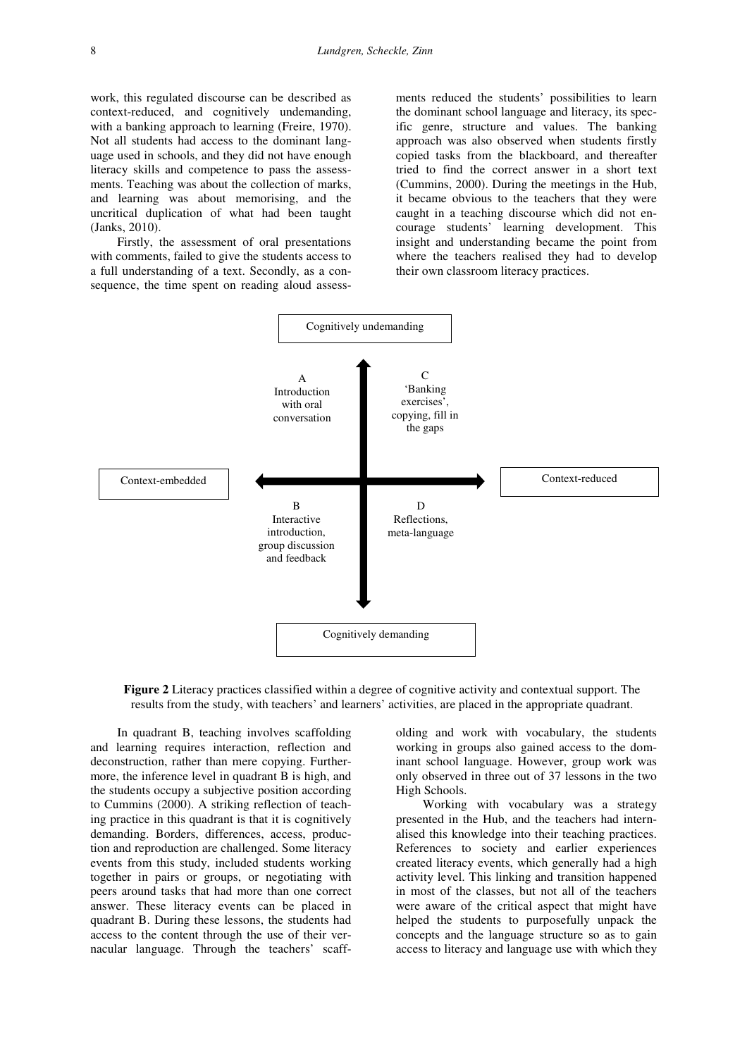work, this regulated discourse can be described as context-reduced, and cognitively undemanding, with a banking approach to learning (Freire, 1970). Not all students had access to the dominant language used in schools, and they did not have enough literacy skills and competence to pass the assessments. Teaching was about the collection of marks, and learning was about memorising, and the uncritical duplication of what had been taught (Janks, 2010).

Firstly, the assessment of oral presentations with comments, failed to give the students access to a full understanding of a text. Secondly, as a consequence, the time spent on reading aloud assessments reduced the students' possibilities to learn the dominant school language and literacy, its specific genre, structure and values. The banking approach was also observed when students firstly copied tasks from the blackboard, and thereafter tried to find the correct answer in a short text (Cummins, 2000). During the meetings in the Hub, it became obvious to the teachers that they were caught in a teaching discourse which did not encourage students' learning development. This insight and understanding became the point from where the teachers realised they had to develop their own classroom literacy practices.

Cognitively undemanding

A
Introduction with oral conversation

C
'Banking exercises', copying, fill in the gaps

Context-embedded

Context-reduced

B
Interactive introduction, group discussion and feedback

D
Reflections, meta-language

Cognitively demanding

**Figure 2** Literacy practices classified within a degree of cognitive activity and contextual support. The results from the study, with teachers' and learners' activities, are placed in the appropriate quadrant.

In quadrant B, teaching involves scaffolding and learning requires interaction, reflection and deconstruction, rather than mere copying. Furthermore, the inference level in quadrant B is high, and the students occupy a subjective position according to Cummins (2000). A striking reflection of teaching practice in this quadrant is that it is cognitively demanding. Borders, differences, access, production and reproduction are challenged. Some literacy events from this study, included students working together in pairs or groups, or negotiating with peers around tasks that had more than one correct answer. These literacy events can be placed in quadrant B. During these lessons, the students had access to the content through the use of their vernacular language. Through the teachers' scaffolding and work with vocabulary, the students working in groups also gained access to the dominant school language. However, group work was only observed in three out of 37 lessons in the two High Schools.

Working with vocabulary was a strategy presented in the Hub, and the teachers had internalised this knowledge into their teaching practices. References to society and earlier experiences created literacy events, which generally had a high activity level. This linking and transition happened in most of the classes, but not all of the teachers were aware of the critical aspect that might have helped the students to purposefully unpack the concepts and the language structure so as to gain access to literacy and language use with which they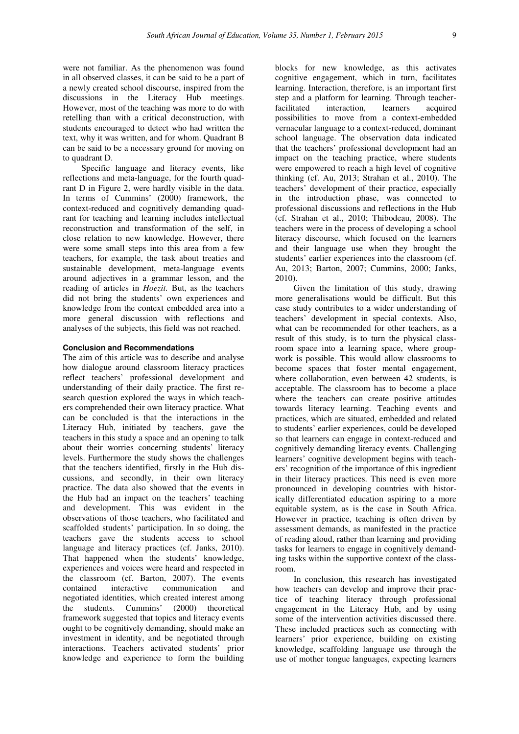were not familiar. As the phenomenon was found in all observed classes, it can be said to be a part of a newly created school discourse, inspired from the discussions in the Literacy Hub meetings. However, most of the teaching was more to do with retelling than with a critical deconstruction, with students encouraged to detect who had written the text, why it was written, and for whom. Quadrant B can be said to be a necessary ground for moving on to quadrant D.

Specific language and literacy events, like reflections and meta-language, for the fourth quadrant D in Figure 2, were hardly visible in the data. In terms of Cummins' (2000) framework, the context-reduced and cognitively demanding quadrant for teaching and learning includes intellectual reconstruction and transformation of the self, in close relation to new knowledge. However, there were some small steps into this area from a few teachers, for example, the task about treaties and sustainable development, meta-language events around adjectives in a grammar lesson, and the reading of articles in *Hoezit.* But, as the teachers did not bring the students' own experiences and knowledge from the context embedded area into a more general discussion with reflections and analyses of the subjects, this field was not reached.

#### Conclusion and Recommendations

The aim of this article was to describe and analyse how dialogue around classroom literacy practices reflect teachers' professional development and understanding of their daily practice. The first research question explored the ways in which teachers comprehended their own literacy practice. What can be concluded is that the interactions in the Literacy Hub, initiated by teachers, gave the teachers in this study a space and an opening to talk about their worries concerning students' literacy levels. Furthermore the study shows the challenges that the teachers identified, firstly in the Hub discussions, and secondly, in their own literacy practice. The data also showed that the events in the Hub had an impact on the teachers' teaching and development. This was evident in the observations of those teachers, who facilitated and scaffolded students' participation. In so doing, the teachers gave the students access to school language and literacy practices (cf. Janks, 2010). That happened when the students' knowledge, experiences and voices were heard and respected in the classroom (cf. Barton, 2007). The events contained interactive communication and negotiated identities, which created interest among the students. Cummins' (2000) theoretical framework suggested that topics and literacy events ought to be cognitively demanding, should make an investment in identity, and be negotiated through interactions. Teachers activated students' prior knowledge and experience to form the building blocks for new knowledge, as this activates cognitive engagement, which in turn, facilitates learning. Interaction, therefore, is an important first step and a platform for learning. Through teacher-facilitated interaction, learners acquired possibilities to move from a context-embedded vernacular language to a context-reduced, dominant school language. The observation data indicated that the teachers' professional development had an impact on the teaching practice, where students were empowered to reach a high level of cognitive thinking (cf. Au, 2013; Strahan et al., 2010). The teachers' development of their practice, especially in the introduction phase, was connected to professional discussions and reflections in the Hub (cf. Strahan et al., 2010; Thibodeau, 2008). The teachers were in the process of developing a school literacy discourse, which focused on the learners and their language use when they brought the students' earlier experiences into the classroom (cf. Au, 2013; Barton, 2007; Cummins, 2000; Janks, 2010).

Given the limitation of this study, drawing more generalisations would be difficult. But this case study contributes to a wider understanding of teachers' development in special contexts. Also, what can be recommended for other teachers, as a result of this study, is to turn the physical classroom space into a learning space, where groupwork is possible. This would allow classrooms to become spaces that foster mental engagement, where collaboration, even between 42 students, is acceptable. The classroom has to become a place where the teachers can create positive attitudes towards literacy learning. Teaching events and practices, which are situated, embedded and related to students' earlier experiences, could be developed so that learners can engage in context-reduced and cognitively demanding literacy events. Challenging learners' cognitive development begins with teachers' recognition of the importance of this ingredient in their literacy practices. This need is even more pronounced in developing countries with historically differentiated education aspiring to a more equitable system, as is the case in South Africa. However in practice, teaching is often driven by assessment demands, as manifested in the practice of reading aloud, rather than learning and providing tasks for learners to engage in cognitively demanding tasks within the supportive context of the classroom.

In conclusion, this research has investigated how teachers can develop and improve their practice of teaching literacy through professional engagement in the Literacy Hub, and by using some of the intervention activities discussed there. These included practices such as connecting with learners' prior experience, building on existing knowledge, scaffolding language use through the use of mother tongue languages, expecting learners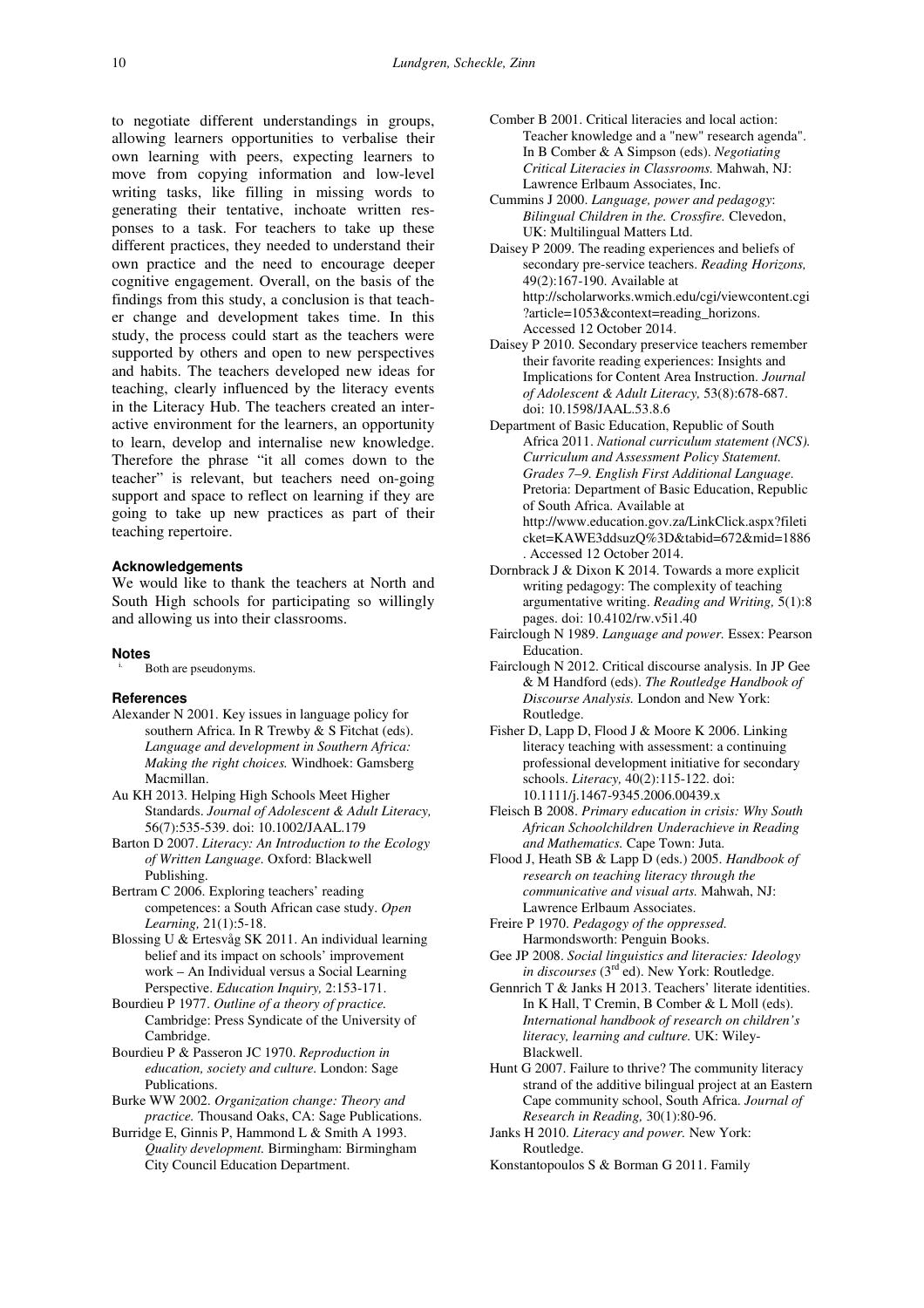to negotiate different understandings in groups, allowing learners opportunities to verbalise their own learning with peers, expecting learners to move from copying information and low-level writing tasks, like filling in missing words to generating their tentative, inchoate written responses to a task. For teachers to take up these different practices, they needed to understand their own practice and the need to encourage deeper cognitive engagement. Overall, on the basis of the findings from this study, a conclusion is that teacher change and development takes time. In this study, the process could start as the teachers were supported by others and open to new perspectives and habits. The teachers developed new ideas for teaching, clearly influenced by the literacy events in the Literacy Hub. The teachers created an interactive environment for the learners, an opportunity to learn, develop and internalise new knowledge. Therefore the phrase "it all comes down to the teacher" is relevant, but teachers need on-going support and space to reflect on learning if they are going to take up new practices as part of their teaching repertoire.

#### Acknowledgements

We would like to thank the teachers at North and South High schools for participating so willingly and allowing us into their classrooms.

#### Notes

i. Both are pseudonyms.

#### References

Alexander N 2001. Key issues in language policy for southern Africa. In R Trewby & S Fitchat (eds). *Language and development in Southern Africa: Making the right choices.* Windhoek: Gamsberg Macmillan.

Au KH 2013. Helping High Schools Meet Higher Standards. *Journal of Adolescent & Adult Literacy,* 56(7):535-539. doi: 10.1002/JAAL.179

Barton D 2007. *Literacy: An Introduction to the Ecology of Written Language.* Oxford: Blackwell Publishing.

Bertram C 2006. Exploring teachers' reading competences: a South African case study. *Open Learning,* 21(1):5-18.

Blossing U & Ertesvåg SK 2011. An individual learning belief and its impact on schools' improvement work – An Individual versus a Social Learning Perspective. *Education Inquiry,* 2:153-171.

Bourdieu P 1977. *Outline of a theory of practice.* Cambridge: Press Syndicate of the University of Cambridge.

Bourdieu P & Passeron JC 1970. *Reproduction in education, society and culture.* London: Sage Publications.

Burke WW 2002. *Organization change: Theory and practice.* Thousand Oaks, CA: Sage Publications.

Burridge E, Ginnis P, Hammond L & Smith A 1993. *Quality development.* Birmingham: Birmingham City Council Education Department.

Comber B 2001. Critical literacies and local action: Teacher knowledge and a "new" research agenda". In B Comber & A Simpson (eds). *Negotiating Critical Literacies in Classrooms.* Mahwah, NJ: Lawrence Erlbaum Associates, Inc.

Cummins J 2000. *Language, power and pedagogy: Bilingual Children in the. Crossfire.* Clevedon, UK: Multilingual Matters Ltd.

Daisey P 2009. The reading experiences and beliefs of secondary pre-service teachers. *Reading Horizons,* 49(2):167-190. Available at http://scholarworks.wmich.edu/cgi/viewcontent.cgi?article=1053&context=reading_horizons. Accessed 12 October 2014.

Daisey P 2010. Secondary preservice teachers remember their favorite reading experiences: Insights and Implications for Content Area Instruction. *Journal of Adolescent & Adult Literacy,* 53(8):678-687. doi: 10.1598/JAAL.53.8.6

Department of Basic Education, Republic of South Africa 2011. *National curriculum statement (NCS). Curriculum and Assessment Policy Statement. Grades 7–9. English First Additional Language.* Pretoria: Department of Basic Education, Republic of South Africa. Available at http://www.education.gov.za/LinkClick.aspx?fileticket=KAWE3ddsuzQ%3D&tabid=672&mid=1886. Accessed 12 October 2014.

Dornbrack J & Dixon K 2014. Towards a more explicit writing pedagogy: The complexity of teaching argumentative writing. *Reading and Writing,* 5(1):8 pages. doi: 10.4102/rw.v5i1.40

Fairclough N 1989. *Language and power.* Essex: Pearson Education.

Fairclough N 2012. Critical discourse analysis. In JP Gee & M Handford (eds). *The Routledge Handbook of Discourse Analysis.* London and New York: Routledge.

Fisher D, Lapp D, Flood J & Moore K 2006. Linking literacy teaching with assessment: a continuing professional development initiative for secondary schools. *Literacy,* 40(2):115-122. doi: 10.1111/j.1467-9345.2006.00439.x

Fleisch B 2008. *Primary education in crisis: Why South African Schoolchildren Underachieve in Reading and Mathematics.* Cape Town: Juta.

Flood J, Heath SB & Lapp D (eds.) 2005. *Handbook of research on teaching literacy through the communicative and visual arts.* Mahwah, NJ: Lawrence Erlbaum Associates.

Freire P 1970. *Pedagogy of the oppressed.* Harmondsworth: Penguin Books.

Gee JP 2008. *Social linguistics and literacies: Ideology in discourses* (3rd ed). New York: Routledge.

Gennrich T & Janks H 2013. Teachers' literate identities. In K Hall, T Cremin, B Comber & L Moll (eds). *International handbook of research on children's literacy, learning and culture.* UK: Wiley-Blackwell.

Hunt G 2007. Failure to thrive? The community literacy strand of the additive bilingual project at an Eastern Cape community school, South Africa. *Journal of Research in Reading,* 30(1):80-96.

Janks H 2010. *Literacy and power.* New York: Routledge.

Konstantopoulos S & Borman G 2011. Family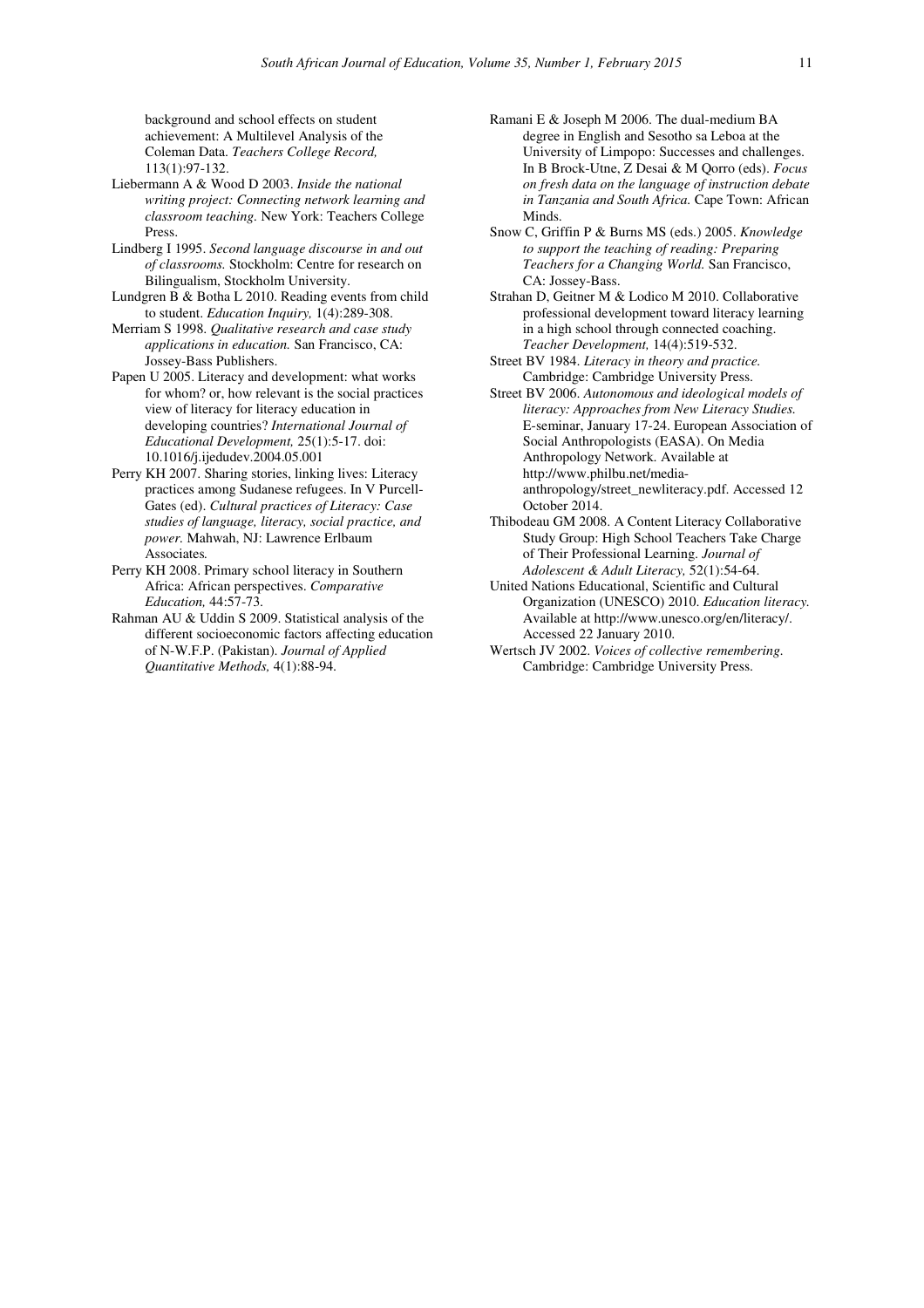background and school effects on student achievement: A Multilevel Analysis of the Coleman Data. *Teachers College Record,* 113(1):97-132.

Liebermann A & Wood D 2003. *Inside the national writing project: Connecting network learning and classroom teaching.* New York: Teachers College Press.

Lindberg I 1995. *Second language discourse in and out of classrooms.* Stockholm: Centre for research on Bilingualism, Stockholm University.

Lundgren B & Botha L 2010. Reading events from child to student. *Education Inquiry,* 1(4):289-308.

Merriam S 1998. *Qualitative research and case study applications in education.* San Francisco, CA: Jossey-Bass Publishers.

Papen U 2005. Literacy and development: what works for whom? or, how relevant is the social practices view of literacy for literacy education in developing countries? *International Journal of Educational Development,* 25(1):5-17. doi: 10.1016/j.ijedudev.2004.05.001

Perry KH 2007. Sharing stories, linking lives: Literacy practices among Sudanese refugees. In V Purcell-Gates (ed). *Cultural practices of Literacy: Case studies of language, literacy, social practice, and power.* Mahwah, NJ: Lawrence Erlbaum Associates*.*

Perry KH 2008. Primary school literacy in Southern Africa: African perspectives. *Comparative Education,* 44:57-73.

Rahman AU & Uddin S 2009. Statistical analysis of the different socioeconomic factors affecting education of N-W.F.P. (Pakistan). *Journal of Applied Quantitative Methods,* 4(1):88-94.

Ramani E & Joseph M 2006. The dual-medium BA degree in English and Sesotho sa Leboa at the University of Limpopo: Successes and challenges. In B Brock-Utne, Z Desai & M Qorro (eds). *Focus on fresh data on the language of instruction debate in Tanzania and South Africa.* Cape Town: African Minds.

Snow C, Griffin P & Burns MS (eds.) 2005. *Knowledge to support the teaching of reading: Preparing Teachers for a Changing World.* San Francisco, CA: Jossey-Bass.

Strahan D, Geitner M & Lodico M 2010. Collaborative professional development toward literacy learning in a high school through connected coaching. *Teacher Development,* 14(4):519-532.

Street BV 1984. *Literacy in theory and practice.* Cambridge: Cambridge University Press.

Street BV 2006. *Autonomous and ideological models of literacy: Approaches from New Literacy Studies.* E-seminar, January 17-24. European Association of Social Anthropologists (EASA). On Media Anthropology Network. Available at http://www.philbu.net/media-anthropology/street_newliteracy.pdf. Accessed 12 October 2014.

Thibodeau GM 2008. A Content Literacy Collaborative Study Group: High School Teachers Take Charge of Their Professional Learning. *Journal of Adolescent & Adult Literacy,* 52(1):54-64.

United Nations Educational, Scientific and Cultural Organization (UNESCO) 2010. *Education literacy.* Available at http://www.unesco.org/en/literacy/. Accessed 22 January 2010.

Wertsch JV 2002. *Voices of collective remembering.* Cambridge: Cambridge University Press.